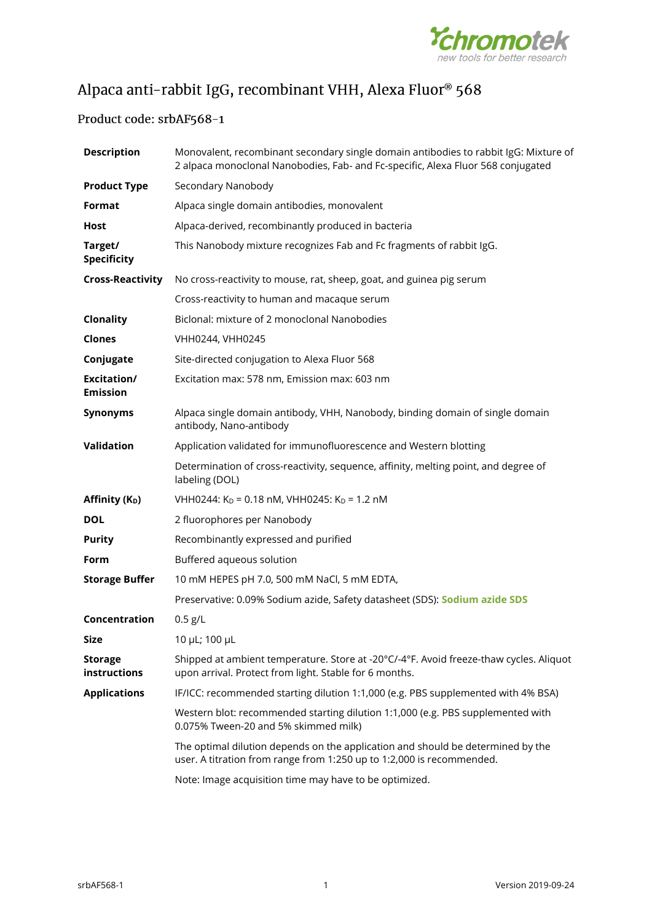# Alpaca anti-rabbit IgG, recombinant VHH, Alexa Fluor® 568

## Product code: srbAF568-1

| | |
|---|---|
| **Description** | Monovalent, recombinant secondary single domain antibodies to rabbit IgG: Mixture of 2 alpaca monoclonal Nanobodies, Fab- and Fc-specific, Alexa Fluor 568 conjugated |
| **Product Type** | Secondary Nanobody |
| **Format** | Alpaca single domain antibodies, monovalent |
| **Host** | Alpaca-derived, recombinantly produced in bacteria |
| **Target/ Specificity** | This Nanobody mixture recognizes Fab and Fc fragments of rabbit IgG. |
| **Cross-Reactivity** | No cross-reactivity to mouse, rat, sheep, goat, and guinea pig serum |
| | Cross-reactivity to human and macaque serum |
| **Clonality** | Biclonal: mixture of 2 monoclonal Nanobodies |
| **Clones** | VHH0244, VHH0245 |
| **Conjugate** | Site-directed conjugation to Alexa Fluor 568 |
| **Excitation/ Emission** | Excitation max: 578 nm, Emission max: 603 nm |
| **Synonyms** | Alpaca single domain antibody, VHH, Nanobody, binding domain of single domain antibody, Nano-antibody |
| **Validation** | Application validated for immunofluorescence and Western blotting |
| | Determination of cross-reactivity, sequence, affinity, melting point, and degree of labeling (DOL) |
| **Affinity ($K_D$)** | VHH0244: $K_D$ = 0.18 nM, VHH0245: $K_D$ = 1.2 nM |
| **DOL** | 2 fluorophores per Nanobody |
| **Purity** | Recombinantly expressed and purified |
| **Form** | Buffered aqueous solution |
| **Storage Buffer** | 10 mM HEPES pH 7.0, 500 mM NaCl, 5 mM EDTA, |
| | Preservative: 0.09% Sodium azide, Safety datasheet (SDS): **Sodium azide SDS** |
| **Concentration** | 0.5 g/L |
| **Size** | 10 µL; 100 µL |
| **Storage instructions** | Shipped at ambient temperature. Store at -20°C/-4°F. Avoid freeze-thaw cycles. Aliquot upon arrival. Protect from light. Stable for 6 months. |
| **Applications** | IF/ICC: recommended starting dilution 1:1,000 (e.g. PBS supplemented with 4% BSA) |
| | Western blot: recommended starting dilution 1:1,000 (e.g. PBS supplemented with 0.075% Tween-20 and 5% skimmed milk) |
| | The optimal dilution depends on the application and should be determined by the user. A titration from range from 1:250 up to 1:2,000 is recommended. |
| | Note: Image acquisition time may have to be optimized. |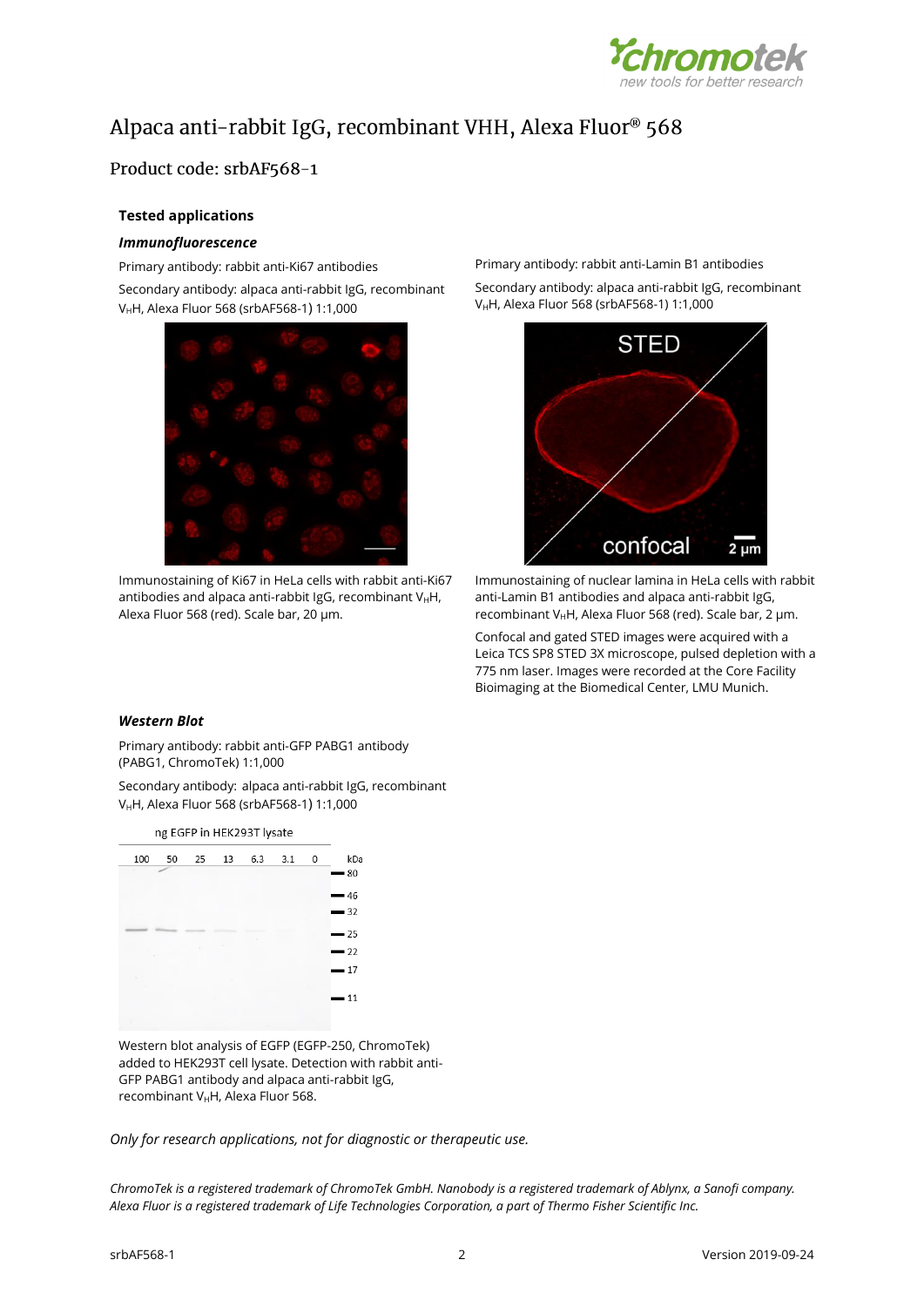# Alpaca anti-rabbit IgG, recombinant VHH, Alexa Fluor® 568

Product code: srbAF568-1

### Tested applications

#### *Immunofluorescence*

Primary antibody: rabbit anti-Ki67 antibodies

Secondary antibody: alpaca anti-rabbit IgG, recombinant $V_HH$, Alexa Fluor 568 (srbAF568-1) 1:1,000

Immunostaining of Ki67 in HeLa cells with rabbit anti-Ki67 antibodies and alpaca anti-rabbit IgG, recombinant $V_HH$, Alexa Fluor 568 (red). Scale bar, 20 µm.

Primary antibody: rabbit anti-Lamin B1 antibodies

Secondary antibody: alpaca anti-rabbit IgG, recombinant $V_HH$, Alexa Fluor 568 (srbAF568-1) 1:1,000

STED

confocal

2 µm

Immunostaining of nuclear lamina in HeLa cells with rabbit anti-Lamin B1 antibodies and alpaca anti-rabbit IgG, recombinant $V_HH$, Alexa Fluor 568 (red). Scale bar, 2 µm.

Confocal and gated STED images were acquired with a Leica TCS SP8 STED 3X microscope, pulsed depletion with a 775 nm laser. Images were recorded at the Core Facility Bioimaging at the Biomedical Center, LMU Munich.

#### *Western Blot*

Primary antibody: rabbit anti-GFP PABG1 antibody (PABG1, ChromoTek) 1:1,000

Secondary antibody: alpaca anti-rabbit IgG, recombinant $V_HH$, Alexa Fluor 568 (srbAF568-1) 1:1,000

ng EGFP in HEK293T lysate

100 50 25 13 6.3 3.1 0

kDa
80
46
32
25
22
17
11

Western blot analysis of EGFP (EGFP-250, ChromoTek) added to HEK293T cell lysate. Detection with rabbit anti-GFP PABG1 antibody and alpaca anti-rabbit IgG, recombinant $V_HH$, Alexa Fluor 568.

*Only for research applications, not for diagnostic or therapeutic use.*

*ChromoTek is a registered trademark of ChromoTek GmbH. Nanobody is a registered trademark of Ablynx, a Sanofi company. Alexa Fluor is a registered trademark of Life Technologies Corporation, a part of Thermo Fisher Scientific Inc.*